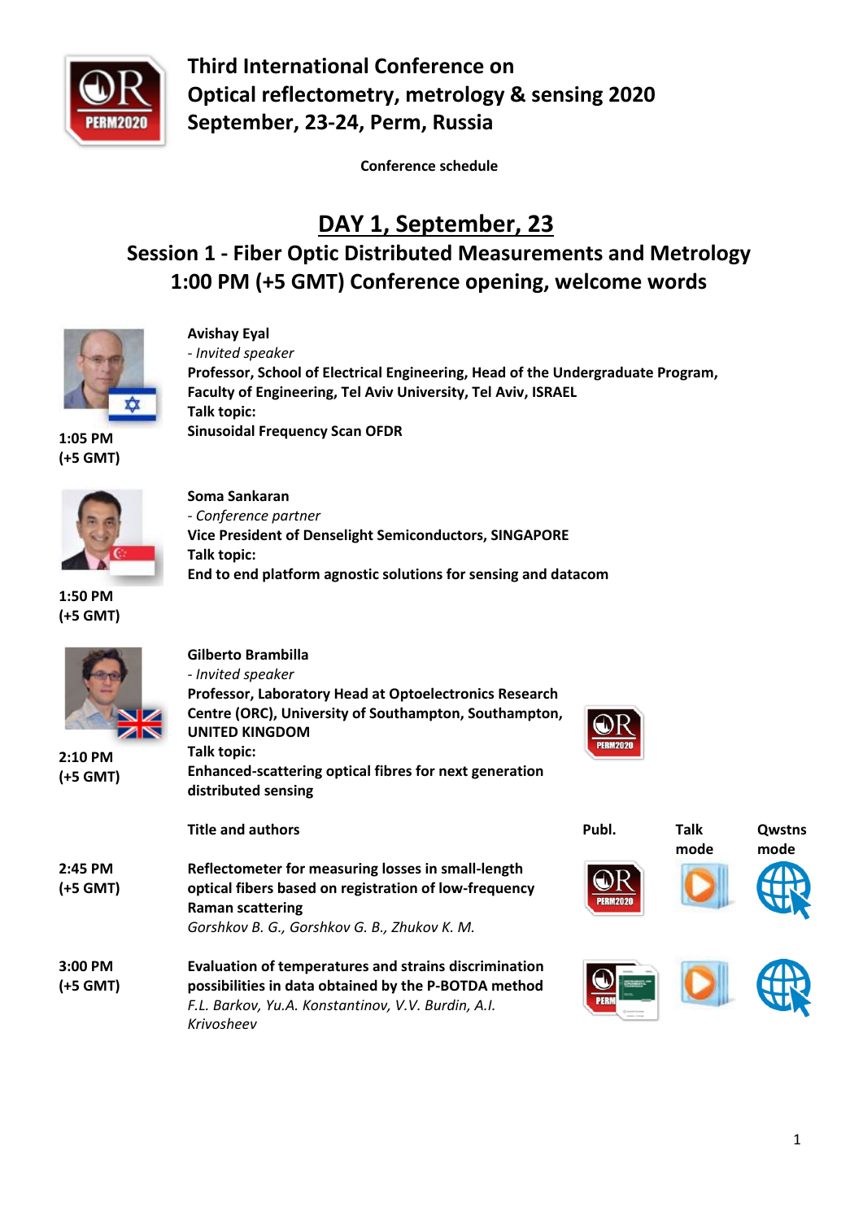# Third International Conference on Optical reflectometry, metrology & sensing 2020
**September, 23-24, Perm, Russia**

**Conference schedule**

## DAY 1, September, 23

## Session 1 - Fiber Optic Distributed Measurements and Metrology

## 1:00 PM (+5 GMT) Conference opening, welcome words

**1:05 PM (+5 GMT)**

**Avishay Eyal**
*- Invited speaker*
**Professor, School of Electrical Engineering, Head of the Undergraduate Program, Faculty of Engineering, Tel Aviv University, Tel Aviv, ISRAEL**
**Talk topic:**
**Sinusoidal Frequency Scan OFDR**

**1:50 PM (+5 GMT)**

**Soma Sankaran**
*- Conference partner*
**Vice President of Denselight Semiconductors, SINGAPORE**
**Talk topic:**
**End to end platform agnostic solutions for sensing and datacom**

**2:10 PM (+5 GMT)**

**Gilberto Brambilla**
*- Invited speaker*
**Professor, Laboratory Head at Optoelectronics Research Centre (ORC), University of Southampton, Southampton, UNITED KINGDOM**
**Talk topic:**
**Enhanced-scattering optical fibres for next generation distributed sensing**

| | Title and authors | Publ. | Talk mode | Qwstns mode |
|---|---|---|---|---|
| **2:45 PM (+5 GMT)** | **Reflectometer for measuring losses in small-length optical fibers based on registration of low-frequency Raman scattering** *Gorshkov B. G., Gorshkov G. B., Zhukov K. M.* | | | |
| **3:00 PM (+5 GMT)** | **Evaluation of temperatures and strains discrimination possibilities in data obtained by the P-BOTDA method** *F.L. Barkov, Yu.A. Konstantinov, V.V. Burdin, A.I. Krivosheev* | | | |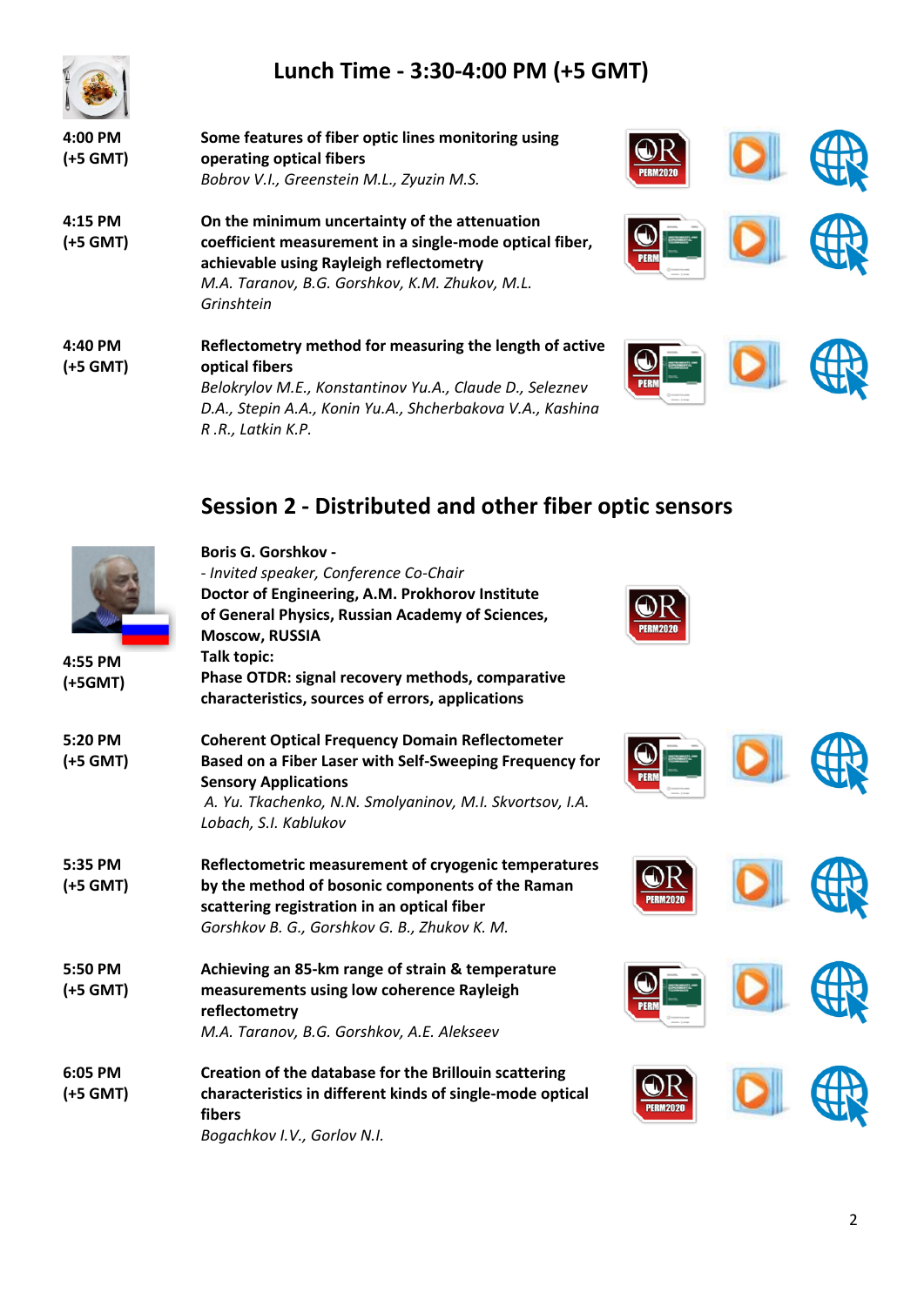## Lunch Time - 3:30-4:00 PM (+5 GMT)

**4:00 PM (+5 GMT)**

**Some features of fiber optic lines monitoring using operating optical fibers**
*Bobrov V.I., Greenstein M.L., Zyuzin M.S.*

**4:15 PM (+5 GMT)**

**On the minimum uncertainty of the attenuation coefficient measurement in a single-mode optical fiber, achievable using Rayleigh reflectometry**
*M.A. Taranov, B.G. Gorshkov, K.M. Zhukov, M.L. Grinshtein*

**4:40 PM (+5 GMT)**

**Reflectometry method for measuring the length of active optical fibers**
*Belokrylov M.E., Konstantinov Yu.A., Claude D., Seleznev D.A., Stepin A.A., Konin Yu.A., Shcherbakova V.A., Kashina R .R., Latkin K.P.*

## Session 2 - Distributed and other fiber optic sensors

**4:55 PM (+5GMT)**

**Boris G. Gorshkov -**
*- Invited speaker, Conference Co-Chair*
**Doctor of Engineering, A.M. Prokhorov Institute of General Physics, Russian Academy of Sciences, Moscow, RUSSIA**
**Talk topic:**
**Phase OTDR: signal recovery methods, comparative characteristics, sources of errors, applications**

**5:20 PM (+5 GMT)**

**Coherent Optical Frequency Domain Reflectometer Based on a Fiber Laser with Self-Sweeping Frequency for Sensory Applications**
*A. Yu. Tkachenko, N.N. Smolyaninov, M.I. Skvortsov, I.A. Lobach, S.I. Kablukov*

**5:35 PM (+5 GMT)**

**Reflectometric measurement of cryogenic temperatures by the method of bosonic components of the Raman scattering registration in an optical fiber**
*Gorshkov B. G., Gorshkov G. B., Zhukov K. M.*

**5:50 PM (+5 GMT)**

**Achieving an 85-km range of strain & temperature measurements using low coherence Rayleigh reflectometry**
*M.A. Taranov, B.G. Gorshkov, A.E. Alekseev*

**6:05 PM (+5 GMT)**

**Creation of the database for the Brillouin scattering characteristics in different kinds of single-mode optical fibers**
*Bogachkov I.V., Gorlov N.I.*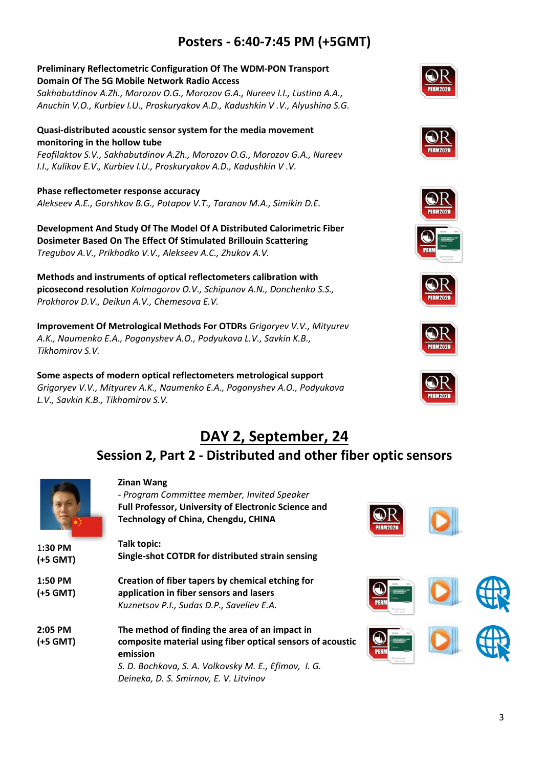## Posters - 6:40-7:45 PM (+5GMT)

**Preliminary Reflectometric Configuration Of The WDM-PON Transport Domain Of The 5G Mobile Network Radio Access**
*Sakhabutdinov A.Zh., Morozov O.G., Morozov G.A., Nureev I.I., Lustina A.A., Anuchin V.O., Kurbiev I.U., Proskuryakov A.D., Kadushkin V .V., Alyushina S.G.*

**Quasi-distributed acoustic sensor system for the media movement monitoring in the hollow tube**
*Feofilaktov S.V., Sakhabutdinov A.Zh., Morozov O.G., Morozov G.A., Nureev I.I., Kulikov E.V., Kurbiev I.U., Proskuryakov A.D., Kadushkin V .V.*

**Phase reflectometer response accuracy**
*Alekseev A.E., Gorshkov B.G., Potapov V.T., Taranov M.A., Simikin D.E.*

**Development And Study Of The Model Of A Distributed Calorimetric Fiber Dosimeter Based On The Effect Of Stimulated Brillouin Scattering**
*Tregubov A.V., Prikhodko V.V., Alekseev A.C., Zhukov A.V.*

**Methods and instruments of optical reflectometers calibration with picosecond resolution** *Kolmogorov O.V., Schipunov A.N., Donchenko S.S., Prokhorov D.V., Deikun A.V., Chemesova E.V.*

**Improvement Of Metrological Methods For OTDRs** *Grigoryev V.V., Mityurev A.K., Naumenko E.A., Pogonyshev A.O., Podyukova L.V., Savkin K.B., Tikhomirov S.V.*

**Some aspects of modern optical reflectometers metrological support**
*Grigoryev V.V., Mityurev A.K., Naumenko E.A., Pogonyshev A.O., Podyukova L.V., Savkin K.B., Tikhomirov S.V.*

## DAY 2, September, 24

### Session 2, Part 2 - Distributed and other fiber optic sensors

**Zinan Wang**
*- Program Committee member, Invited Speaker*
**Full Professor, University of Electronic Science and Technology of China, Chengdu, CHINA**

**1:30 PM (+5 GMT)**
**Talk topic:**
**Single-shot COTDR for distributed strain sensing**

**1:50 PM (+5 GMT)**
**Creation of fiber tapers by chemical etching for application in fiber sensors and lasers**
*Kuznetsov P.I., Sudas D.P., Saveliev E.A.*

**2:05 PM (+5 GMT)**
**The method of finding the area of an impact in composite material using fiber optical sensors of acoustic emission**
*S. D. Bochkova, S. A. Volkovsky M. E., Efimov, I. G. Deineka, D. S. Smirnov, E. V. Litvinov*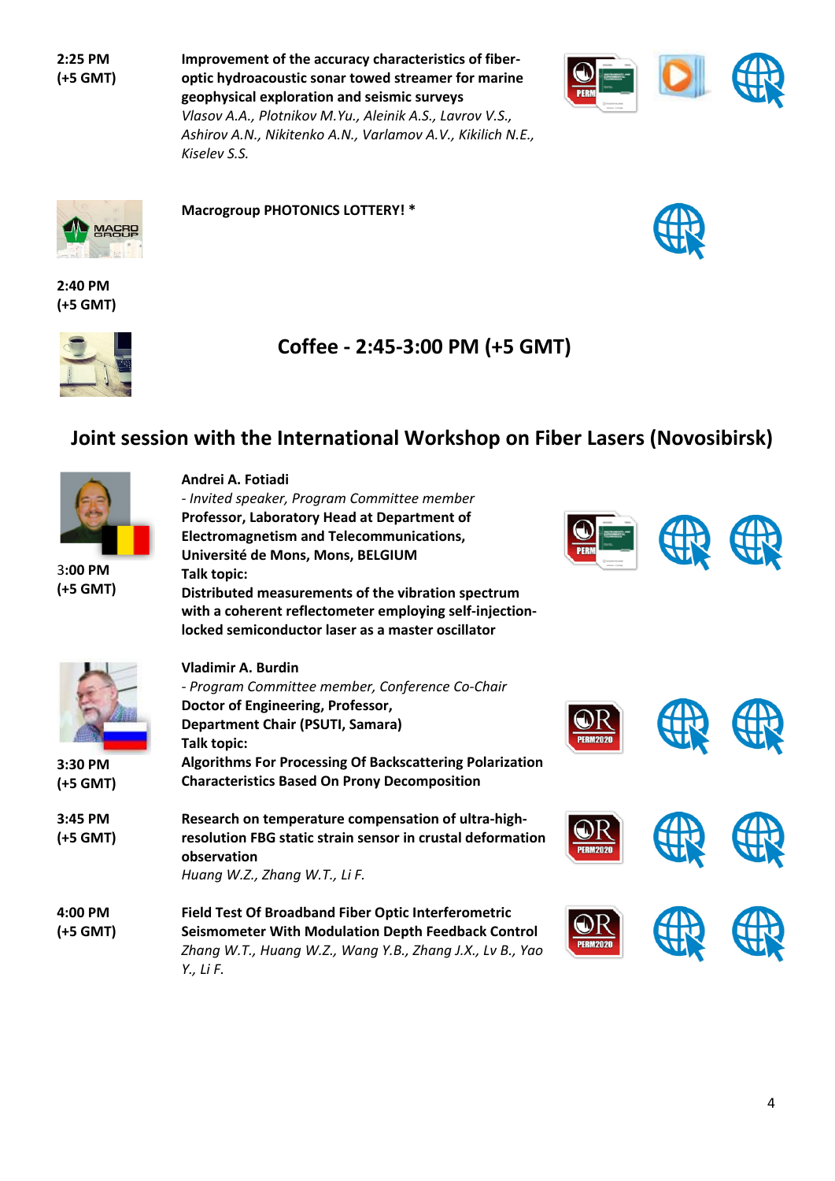**2:25 PM (+5 GMT)**

**Improvement of the accuracy characteristics of fiber-optic hydroacoustic sonar towed streamer for marine geophysical exploration and seismic surveys**
*Vlasov A.A., Plotnikov M.Yu., Aleinik A.S., Lavrov V.S., Ashirov A.N., Nikitenko A.N., Varlamov A.V., Kikilich N.E., Kiselev S.S.*

**Macrogroup PHOTONICS LOTTERY! ***

**2:40 PM (+5 GMT)**

## Coffee - 2:45-3:00 PM (+5 GMT)

## Joint session with the International Workshop on Fiber Lasers (Novosibirsk)

**3:00 PM (+5 GMT)**

**Andrei A. Fotiadi**
*- Invited speaker, Program Committee member*
**Professor, Laboratory Head at Department of Electromagnetism and Telecommunications, Université de Mons, Mons, BELGIUM**
**Talk topic:**
**Distributed measurements of the vibration spectrum with a coherent reflectometer employing self-injection-locked semiconductor laser as a master oscillator**

**3:30 PM (+5 GMT)**

**Vladimir A. Burdin**
*- Program Committee member, Conference Co-Chair*
**Doctor of Engineering, Professor, Department Chair (PSUTI, Samara)**
**Talk topic:**
**Algorithms For Processing Of Backscattering Polarization Characteristics Based On Prony Decomposition**

**3:45 PM (+5 GMT)**

**Research on temperature compensation of ultra-high-resolution FBG static strain sensor in crustal deformation observation**
*Huang W.Z., Zhang W.T., Li F.*

**4:00 PM (+5 GMT)**

**Field Test Of Broadband Fiber Optic Interferometric Seismometer With Modulation Depth Feedback Control**
*Zhang W.T., Huang W.Z., Wang Y.B., Zhang J.X., Lv B., Yao Y., Li F.*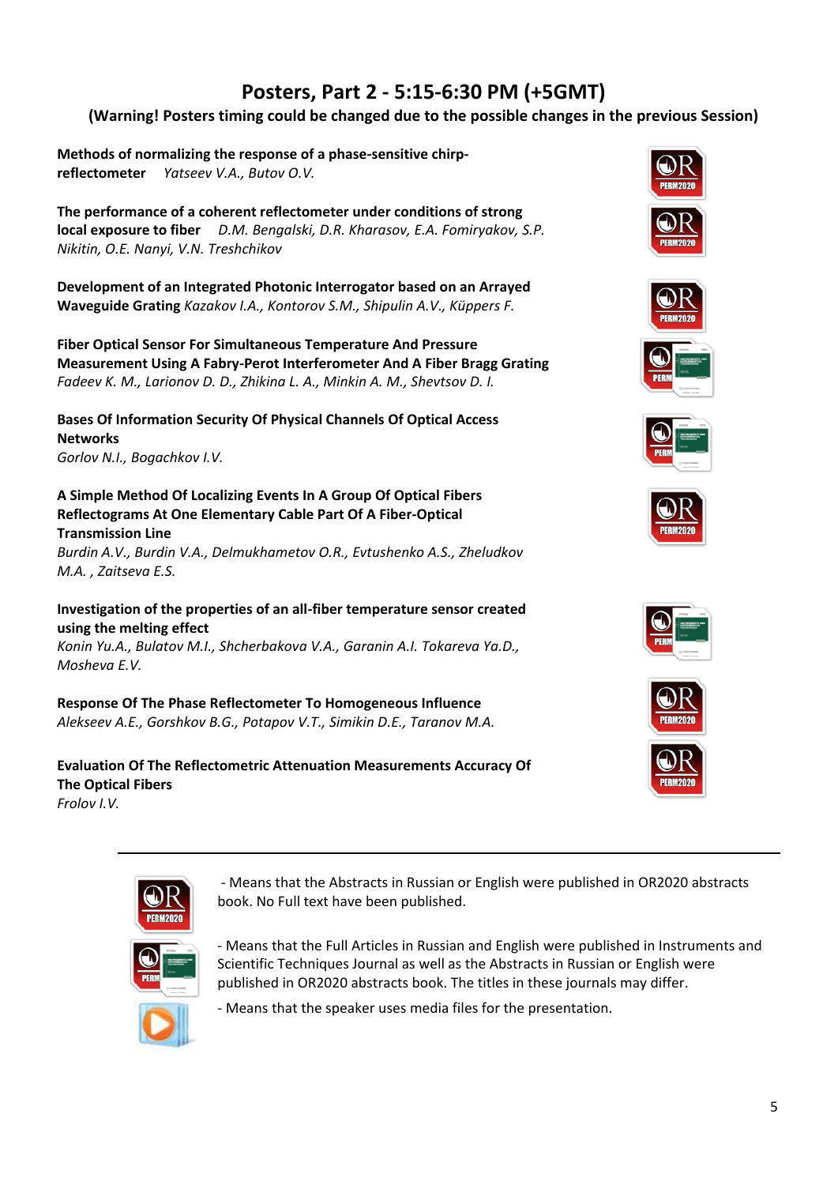## Posters, Part 2 - 5:15-6:30 PM (+5GMT)

**(Warning! Posters timing could be changed due to the possible changes in the previous Session)**

**Methods of normalizing the response of a phase-sensitive chirp-reflectometer** *Yatseev V.A., Butov O.V.*

**The performance of a coherent reflectometer under conditions of strong local exposure to fiber** *D.M. Bengalski, D.R. Kharasov, E.A. Fomiryakov, S.P. Nikitin, O.E. Nanyi, V.N. Treshchikov*

**Development of an Integrated Photonic Interrogator based on an Arrayed Waveguide Grating** *Kazakov I.A., Kontorov S.M., Shipulin A.V., Küppers F.*

**Fiber Optical Sensor For Simultaneous Temperature And Pressure Measurement Using A Fabry-Perot Interferometer And A Fiber Bragg Grating**
*Fadeev K. M., Larionov D. D., Zhikina L. A., Minkin A. M., Shevtsov D. I.*

**Bases Of Information Security Of Physical Channels Of Optical Access Networks**
*Gorlov N.I., Bogachkov I.V.*

**A Simple Method Of Localizing Events In A Group Of Optical Fibers Reflectograms At One Elementary Cable Part Of A Fiber-Optical Transmission Line**
*Burdin A.V., Burdin V.A., Delmukhametov O.R., Evtushenko A.S., Zheludkov M.A. , Zaitseva E.S.*

**Investigation of the properties of an all-fiber temperature sensor created using the melting effect**
*Konin Yu.A., Bulatov M.I., Shcherbakova V.A., Garanin A.I. Tokareva Ya.D., Mosheva E.V.*

**Response Of The Phase Reflectometer To Homogeneous Influence**
*Alekseev A.E., Gorshkov B.G., Potapov V.T., Simikin D.E., Taranov M.A.*

**Evaluation Of The Reflectometric Attenuation Measurements Accuracy Of The Optical Fibers**
*Frolov I.V.*

---

- Means that the Abstracts in Russian or English were published in OR2020 abstracts book. No Full text have been published.

- Means that the Full Articles in Russian and English were published in Instruments and Scientific Techniques Journal as well as the Abstracts in Russian or English were published in OR2020 abstracts book. The titles in these journals may differ.

- Means that the speaker uses media files for the presentation.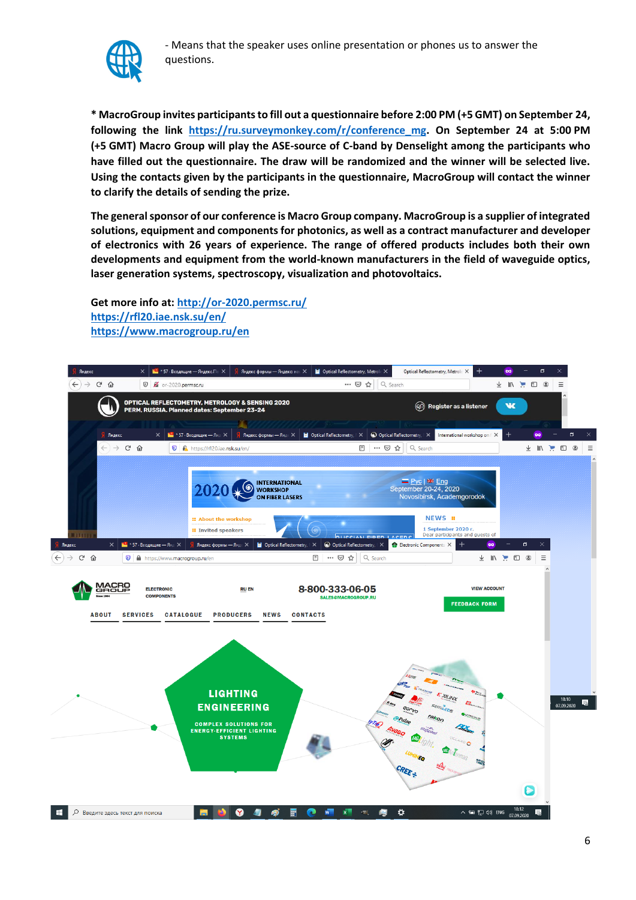- Means that the speaker uses online presentation or phones us to answer the questions.

**\* MacroGroup invites participants to fill out a questionnaire before 2:00 PM (+5 GMT) on September 24, following the link [https://ru.surveymonkey.com/r/conference_mg](https://ru.surveymonkey.com/r/conference_mg). On September 24 at 5:00 PM (+5 GMT) Macro Group will play the ASE-source of C-band by Denselight among the participants who have filled out the questionnaire. The draw will be randomized and the winner will be selected live. Using the contacts given by the participants in the questionnaire, MacroGroup will contact the winner to clarify the details of sending the prize.**

**The general sponsor of our conference is Macro Group company. MacroGroup is a supplier of integrated solutions, equipment and components for photonics, as well as a contract manufacturer and developer of electronics with 26 years of experience. The range of offered products includes both their own developments and equipment from the world-known manufacturers in the field of waveguide optics, laser generation systems, spectroscopy, visualization and photovoltaics.**

**Get more info at: [http://or-2020.permsc.ru/](http://or-2020.permsc.ru/)**
**[https://rfl20.iae.nsk.su/en/](https://rfl20.iae.nsk.su/en/)**
**[https://www.macrogroup.ru/en](https://www.macrogroup.ru/en)**